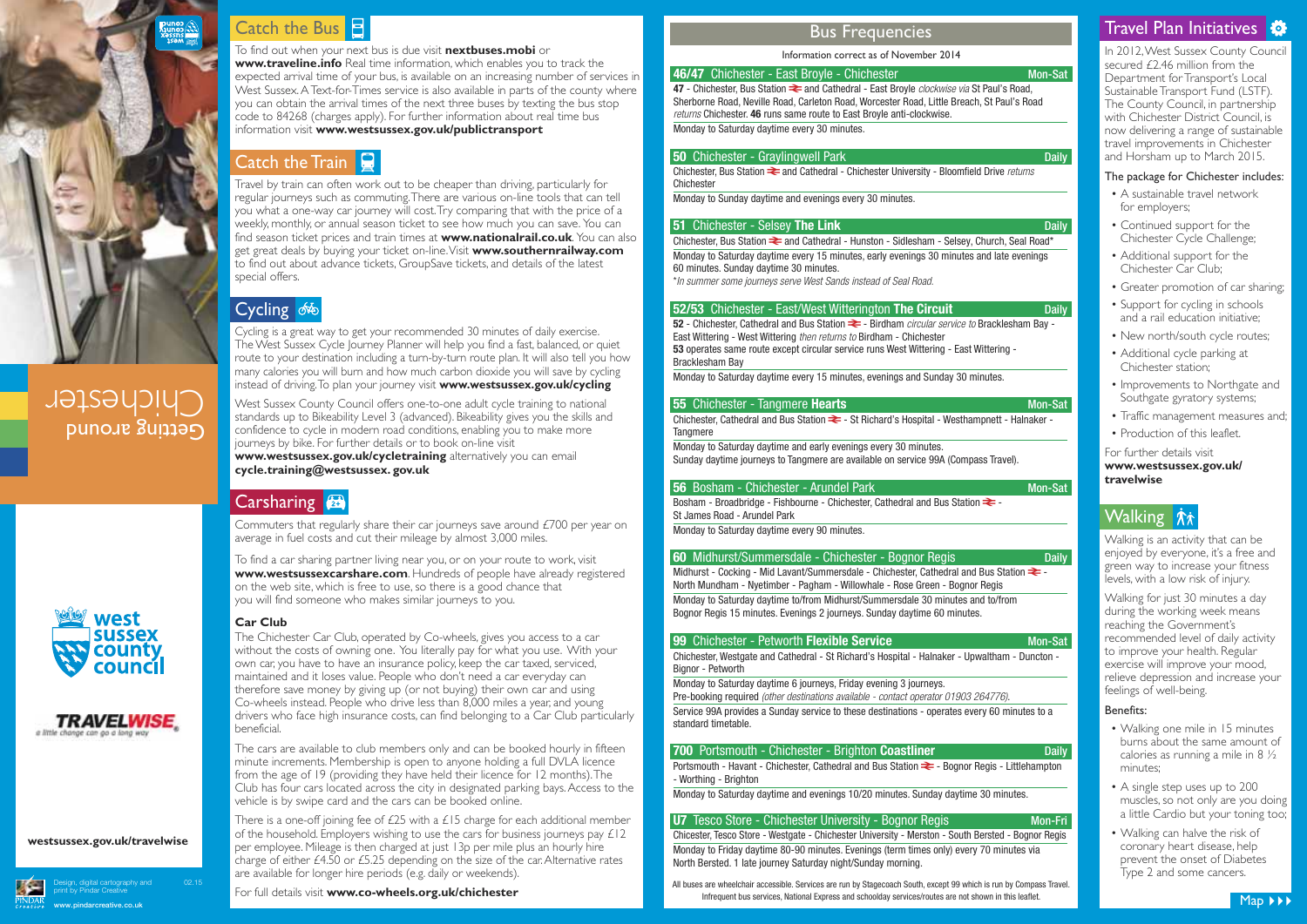Getting around Chichester

west sussex county council

TRAVELWISE a little change can go a long way

westsussex.gov.uk/travelwise

Design, digital cartography and print by Pindar Creative 02.15
www.pindarcreative.co.uk

## Catch the Bus

To find out when your next bus is due visit **nextbuses.mobi** or **www.traveline.info** Real time information, which enables you to track the expected arrival time of your bus, is available on an increasing number of services in West Sussex. A Text-for-Times service is also available in parts of the county where you can obtain the arrival times of the next three buses by texting the bus stop code to 84268 (charges apply). For further information about real time bus information visit **www.westsussex.gov.uk/publictransport**

## Catch the Train

Travel by train can often work out to be cheaper than driving, particularly for regular journeys such as commuting. There are various on-line tools that can tell you what a one-way car journey will cost. Try comparing that with the price of a weekly, monthly, or annual season ticket to see how much you can save. You can find season ticket prices and train times at **www.nationalrail.co.uk**. You can also get great deals by buying your ticket on-line. Visit **www.southernrailway.com** to find out about advance tickets, GroupSave tickets, and details of the latest special offers.

## Cycling

Cycling is a great way to get your recommended 30 minutes of daily exercise. The West Sussex Cycle Journey Planner will help you find a fast, balanced, or quiet route to your destination including a turn-by-turn route plan. It will also tell you how many calories you will burn and how much carbon dioxide you will save by cycling instead of driving. To plan your journey visit **www.westsussex.gov.uk/cycling**

West Sussex County Council offers one-to-one adult cycle training to national standards up to Bikeability Level 3 (advanced). Bikeability gives you the skills and confidence to cycle in modern road conditions, enabling you to make more journeys by bike. For further details or to book on-line visit **www.westsussex.gov.uk/cycletraining** alternatively you can email **cycle.training@westsussex. gov.uk**

## Carsharing

Commuters that regularly share their car journeys save around £700 per year on average in fuel costs and cut their mileage by almost 3,000 miles.

To find a car sharing partner living near you, or on your route to work, visit **www.westsussexcarshare.com**. Hundreds of people have already registered on the web site, which is free to use, so there is a good chance that you will find someone who makes similar journeys to you.

### Car Club

The Chichester Car Club, operated by Co-wheels, gives you access to a car without the costs of owning one. You literally pay for what you use. With your own car, you have to have an insurance policy, keep the car taxed, serviced, maintained and it loses value. People who don't need a car everyday can therefore save money by giving up (or not buying) their own car and using Co-wheels instead. People who drive less than 8,000 miles a year, and young drivers who face high insurance costs, can find belonging to a Car Club particularly beneficial.

The cars are available to club members only and can be booked hourly in fifteen minute increments. Membership is open to anyone holding a full DVLA licence from the age of 19 (providing they have held their licence for 12 months). The Club has four cars located across the city in designated parking bays. Access to the vehicle is by swipe card and the cars can be booked online.

There is a one-off joining fee of £25 with a £15 charge for each additional member of the household. Employers wishing to use the cars for business journeys pay £12 per employee. Mileage is then charged at just 13p per mile plus an hourly hire charge of either £4.50 or £5.25 depending on the size of the car. Alternative rates are available for longer hire periods (e.g. daily or weekends).

For full details visit **www.co-wheels.org.uk/chichester**

## Bus Frequencies

Information correct as of November 2014

**46/47 Chichester - East Broyle - Chichester** — Mon-Sat

**47** - Chichester, Bus Station and Cathedral - East Broyle *clockwise via* St Paul's Road, Sherborne Road, Neville Road, Carleton Road, Worcester Road, Little Breach, St Paul's Road *returns* Chichester. **46** runs same route to East Broyle anti-clockwise.

Monday to Saturday daytime every 30 minutes.

**50 Chichester - Graylingwell Park** — Daily

Chichester, Bus Station and Cathedral - Chichester University - Bloomfield Drive *returns* Chichester

Monday to Sunday daytime and evenings every 30 minutes.

**51 Chichester - Selsey The Link** — Daily

Chichester, Bus Station and Cathedral - Hunston - Sidlesham - Selsey, Church, Seal Road*

Monday to Saturday daytime every 15 minutes, early evenings 30 minutes and late evenings 60 minutes. Sunday daytime 30 minutes.

*In summer some journeys serve West Sands instead of Seal Road.*

**52/53 Chichester - East/West Wittering The Circuit** — Daily

**52** - Chichester, Cathedral and Bus Station - Birdham *circular service to* Bracklesham Bay - East Wittering - West Wittering *then returns to* Birdham - Chichester

**53** operates same route except circular service runs West Wittering - East Wittering - Bracklesham Bay

Monday to Saturday daytime every 15 minutes, evenings and Sunday 30 minutes.

**55 Chichester - Tangmere Hearts** — Mon-Sat

Chichester, Cathedral and Bus Station - St Richard's Hospital - Westhampnett - Halnaker - Tangmere

Monday to Saturday daytime and early evenings every 30 minutes.
Sunday daytime journeys to Tangmere are available on service 99A (Compass Travel).

**56 Bosham - Chichester - Arundel Park** — Mon-Sat

Bosham - Broadbridge - Fishbourne - Chichester, Cathedral and Bus Station - St James Road - Arundel Park

Monday to Saturday daytime every 90 minutes.

**60 Midhurst/Summersdale - Chichester - Bognor Regis** — Daily

Midhurst - Cocking - Mid Lavant/Summersdale - Chichester, Cathedral and Bus Station - North Mundham - Nyetimber - Pagham - Willowhale - Rose Green - Bognor Regis

Monday to Saturday daytime to/from Midhurst/Summersdale 30 minutes and to/from Bognor Regis 15 minutes. Evenings 2 journeys. Sunday daytime 60 minutes.

**99 Chichester - Petworth Flexible Service** — Mon-Sat

Chichester, Westgate and Cathedral - St Richard's Hospital - Halnaker - Upwaltham - Duncton - Bignor - Petworth

Monday to Saturday daytime 6 journeys, Friday evening 3 journeys.
Pre-booking required *(other destinations available - contact operator 01903 264776).*

Service 99A provides a Sunday service to these destinations - operates every 60 minutes to a standard timetable.

**700 Portsmouth - Chichester - Brighton Coastliner** — Daily

Portsmouth - Havant - Chichester, Cathedral and Bus Station - Bognor Regis - Littlehampton - Worthing - Brighton

Monday to Saturday daytime and evenings 10/20 minutes. Sunday daytime 30 minutes.

**U7 Tesco Store - Chichester University - Bognor Regis** — Mon-Fri

Chicester, Tesco Store - Westgate - Chichester University - Merston - South Bersted - Bognor Regis

Monday to Friday daytime 80-90 minutes. Evenings (term times only) every 70 minutes via North Bersted. 1 late journey Saturday night/Sunday morning.

All buses are wheelchair accessible. Services are run by Stagecoach South, except 99 which is run by Compass Travel. Infrequent bus services, National Express and schoolday services/routes are not shown in this leaflet.

## Travel Plan Initiatives

In 2012, West Sussex County Council secured £2.46 million from the Department for Transport's Local Sustainable Transport Fund (LSTF). The County Council, in partnership with Chichester District Council, is now delivering a range of sustainable travel improvements in Chichester and Horsham up to March 2015.

The package for Chichester includes:

- A sustainable travel network for employers;
- Continued support for the Chichester Cycle Challenge;
- Additional support for the Chichester Car Club;
- Greater promotion of car sharing;
- Support for cycling in schools and a rail education initiative;
- New north/south cycle routes;
- Additional cycle parking at Chichester station;
- Improvements to Northgate and Southgate gyratory systems;
- Traffic management measures and;
- Production of this leaflet.

For further details visit **www.westsussex.gov.uk/travelwise**

## Walking

Walking is an activity that can be enjoyed by everyone, it's a free and green way to increase your fitness levels, with a low risk of injury.

Walking for just 30 minutes a day during the working week means reaching the Government's recommended level of daily activity to improve your health. Regular exercise will improve your mood, relieve depression and increase your feelings of well-being.

Benefits:

- Walking one mile in 15 minutes burns about the same amount of calories as running a mile in 8 ½ minutes;
- A single step uses up to 200 muscles, so not only are you doing a little Cardio but your toning too;
- Walking can halve the risk of coronary heart disease, help prevent the onset of Diabetes Type 2 and some cancers.

Map ▶▶▶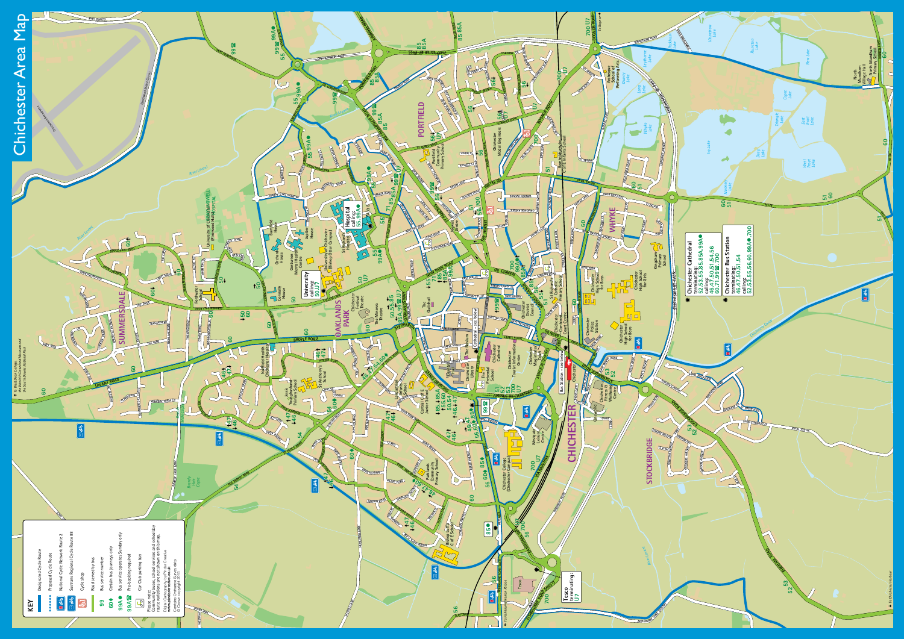# Chichester Area Map

## KEY

- Designated Cycle Route
- Proposed Cycle Route
- National Cycle Network Route 2
- Sustrans Regional Cycle Route 88
- Cycle shop
- Road served by bus
- 99 Bus service number
- 60◆ Certain bus journeys only
- 99A● Bus service operates Sunday only
- 99A Pre-booking required
- Car Club parking bay

Please note:
Community buses, school services and school day route variations are not shown on this map.

Digital Cartography by Pindar Creative
www.pindarcreative.co.uk

Contains Ordnance Survey data
© Crown copyright 2015

**Chichester Cathedral**
terminating:
52,53,55,85,85A,99A●
calling:
46,47,50,51,54,56
60,71,99,700

**Chichester Bus Station**
terminating:
46,47,50,51,54
calling:
52,53,55,56,60,99A●,700

**Tesco**
terminating:
U7

**University**
calling:
50,U7

**Hospital**
calling:
55,99A●